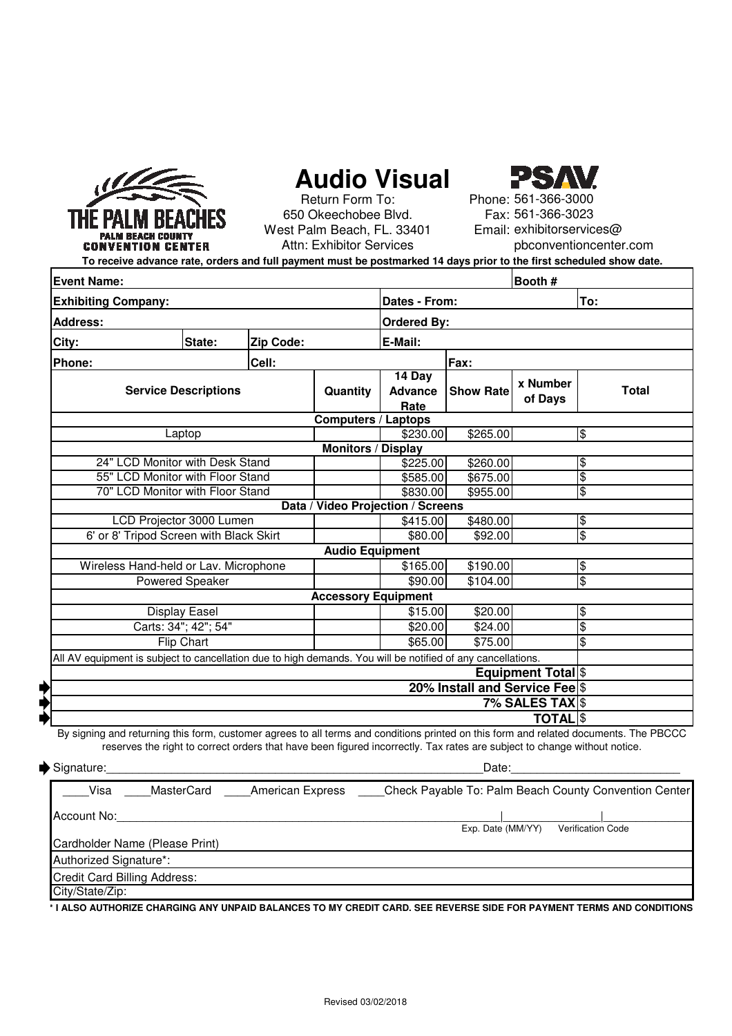THE PALM BEACHES
PALM BEACH COUNTY
CONVENTION CENTER

# Audio Visual

PSAV

Return Form To:
650 Okeechobee Blvd.
West Palm Beach, FL. 33401
Attn: Exhibitor Services

Phone: 561-366-3000
Fax: 561-366-3023
Email: exhibitorservices@pbconventioncenter.com

**To receive advance rate, orders and full payment must be postmarked 14 days prior to the first scheduled show date.**

| **Event Name:** | | | **Booth #** |
|---|---|---|---|
| **Exhibiting Company:** | | **Dates - From:** | **To:** |
| **Address:** | | **Ordered By:** | |
| **City:** | **State:** | **Zip Code:** | **E-Mail:** |
| **Phone:** | **Cell:** | | **Fax:** |

| Service Descriptions | Quantity | 14 Day Advance Rate | Show Rate | x Number of Days | Total |
|---|---|---|---|---|---|
| **Computers / Laptops** | | | | | |
| Laptop | | $230.00 | $265.00 | | $ |
| **Monitors / Display** | | | | | |
| 24" LCD Monitor with Desk Stand | | $225.00 | $260.00 | | $ |
| 55" LCD Monitor with Floor Stand | | $585.00 | $675.00 | | $ |
| 70" LCD Monitor with Floor Stand | | $830.00 | $955.00 | | $ |
| **Data / Video Projection / Screens** | | | | | |
| LCD Projector 3000 Lumen | | $415.00 | $480.00 | | $ |
| 6' or 8' Tripod Screen with Black Skirt | | $80.00 | $92.00 | | $ |
| **Audio Equipment** | | | | | |
| Wireless Hand-held or Lav. Microphone | | $165.00 | $190.00 | | $ |
| Powered Speaker | | $90.00 | $104.00 | | $ |
| **Accessory Equipment** | | | | | |
| Display Easel | | $15.00 | $20.00 | | $ |
| Carts: 34"; 42"; 54" | | $20.00 | $24.00 | | $ |
| Flip Chart | | $65.00 | $75.00 | | $ |
| All AV equipment is subject to cancellation due to high demands. You will be notified of any cancellations. | | | | | |
| | | | | **Equipment Total** | $ |
| | | | | **20% Install and Service Fee** | $ |
| | | | | **7% SALES TAX** | $ |
| | | | | **TOTAL** | $ |

By signing and returning this form, customer agrees to all terms and conditions printed on this form and related documents. The PBCCC reserves the right to correct orders that have been figured incorrectly. Tax rates are subject to change without notice.

Signature:______________________________ Date:______________________

____Visa ____MasterCard ____American Express ____Check Payable To: Palm Beach County Convention Center

Account No:______________________________ | Exp. Date (MM/YY) | Verification Code

Cardholder Name (Please Print)

Authorized Signature*:

Credit Card Billing Address:

City/State/Zip:

**\* I ALSO AUTHORIZE CHARGING ANY UNPAID BALANCES TO MY CREDIT CARD. SEE REVERSE SIDE FOR PAYMENT TERMS AND CONDITIONS**

Revised 03/02/2018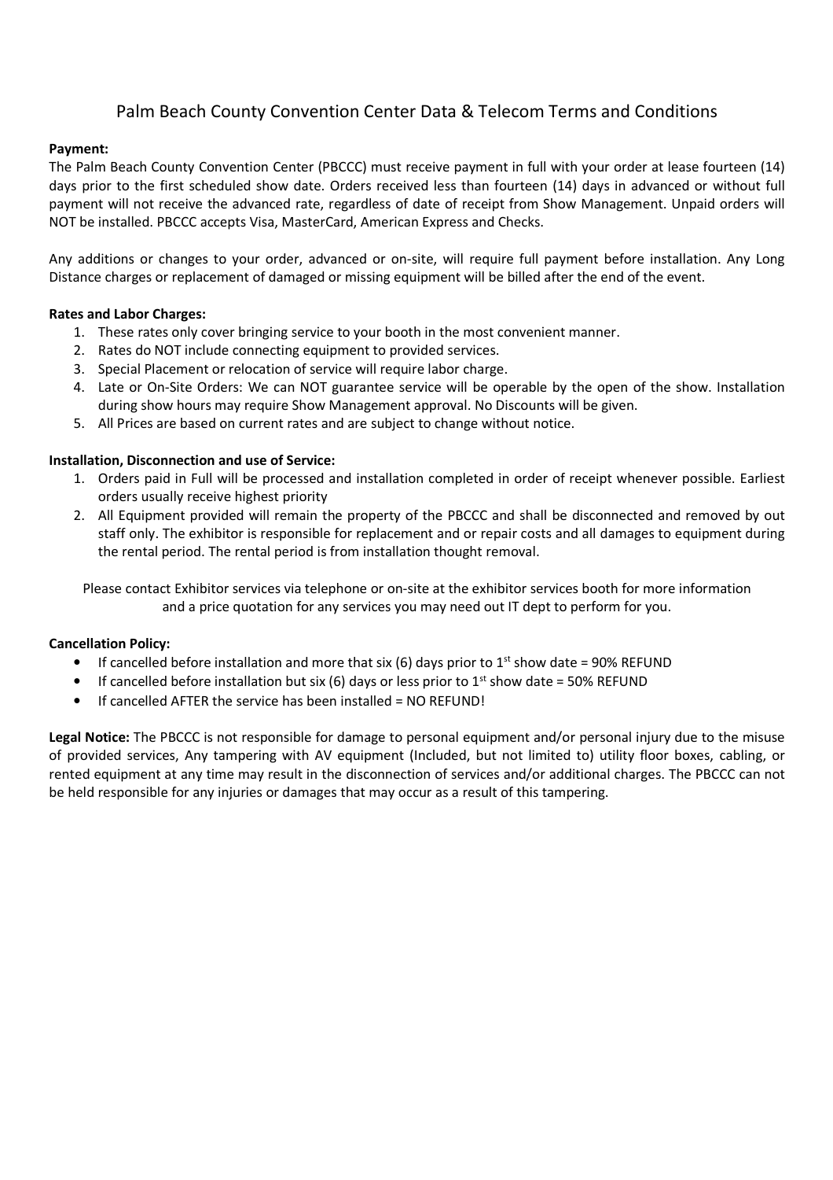# Palm Beach County Convention Center Data & Telecom Terms and Conditions

**Payment:**
The Palm Beach County Convention Center (PBCCC) must receive payment in full with your order at lease fourteen (14) days prior to the first scheduled show date. Orders received less than fourteen (14) days in advanced or without full payment will not receive the advanced rate, regardless of date of receipt from Show Management. Unpaid orders will NOT be installed. PBCCC accepts Visa, MasterCard, American Express and Checks.

Any additions or changes to your order, advanced or on-site, will require full payment before installation. Any Long Distance charges or replacement of damaged or missing equipment will be billed after the end of the event.

**Rates and Labor Charges:**

1. These rates only cover bringing service to your booth in the most convenient manner.
2. Rates do NOT include connecting equipment to provided services.
3. Special Placement or relocation of service will require labor charge.
4. Late or On-Site Orders: We can NOT guarantee service will be operable by the open of the show. Installation during show hours may require Show Management approval. No Discounts will be given.
5. All Prices are based on current rates and are subject to change without notice.

**Installation, Disconnection and use of Service:**

1. Orders paid in Full will be processed and installation completed in order of receipt whenever possible. Earliest orders usually receive highest priority
2. All Equipment provided will remain the property of the PBCCC and shall be disconnected and removed by out staff only. The exhibitor is responsible for replacement and or repair costs and all damages to equipment during the rental period. The rental period is from installation thought removal.

Please contact Exhibitor services via telephone or on-site at the exhibitor services booth for more information and a price quotation for any services you may need out IT dept to perform for you.

**Cancellation Policy:**

- If cancelled before installation and more that six (6) days prior to 1st show date = 90% REFUND
- If cancelled before installation but six (6) days or less prior to 1st show date = 50% REFUND
- If cancelled AFTER the service has been installed = NO REFUND!

**Legal Notice:** The PBCCC is not responsible for damage to personal equipment and/or personal injury due to the misuse of provided services, Any tampering with AV equipment (Included, but not limited to) utility floor boxes, cabling, or rented equipment at any time may result in the disconnection of services and/or additional charges. The PBCCC can not be held responsible for any injuries or damages that may occur as a result of this tampering.